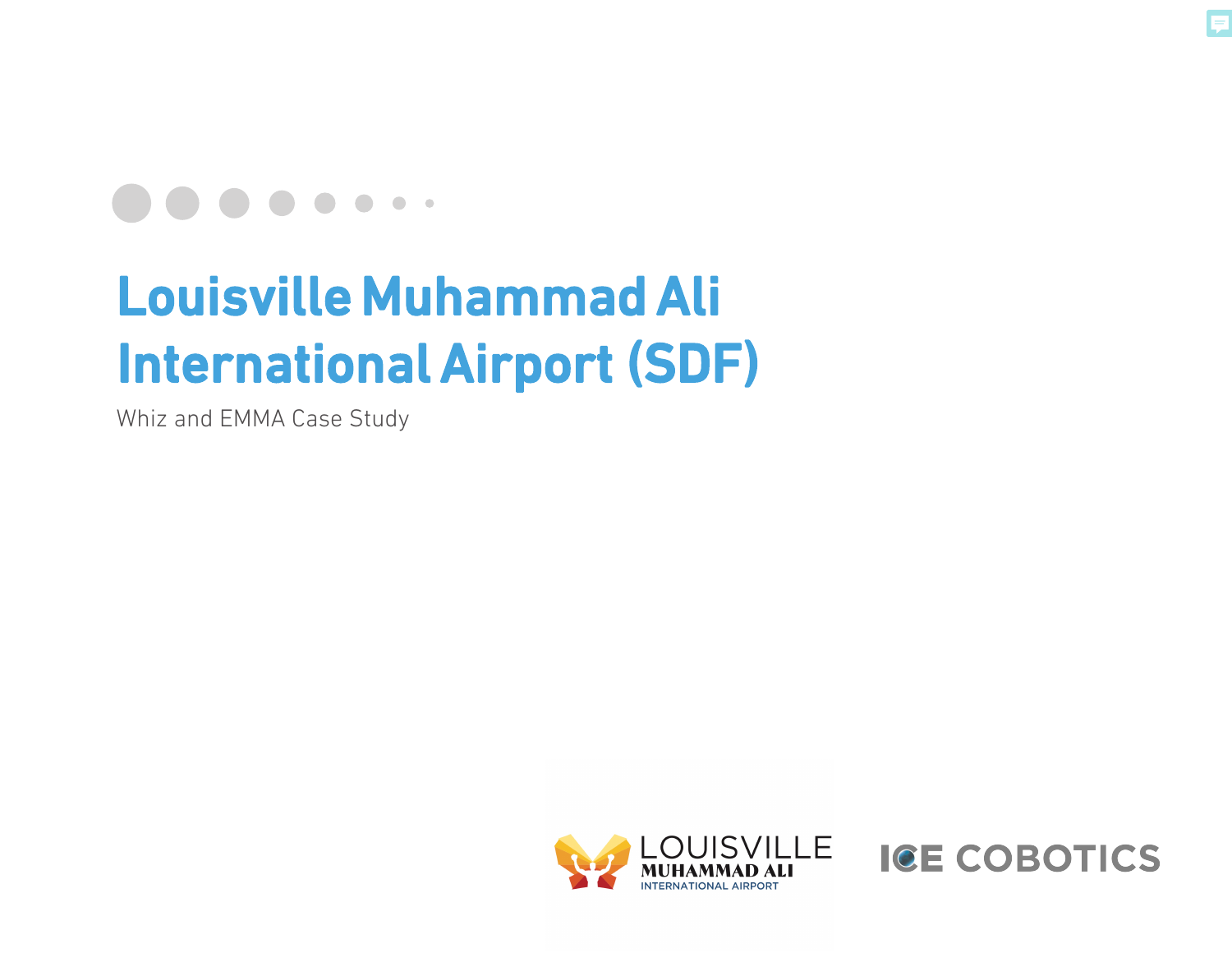# Louisville Muhammad Ali International Airport (SDF)

Whiz and EMMA Case Study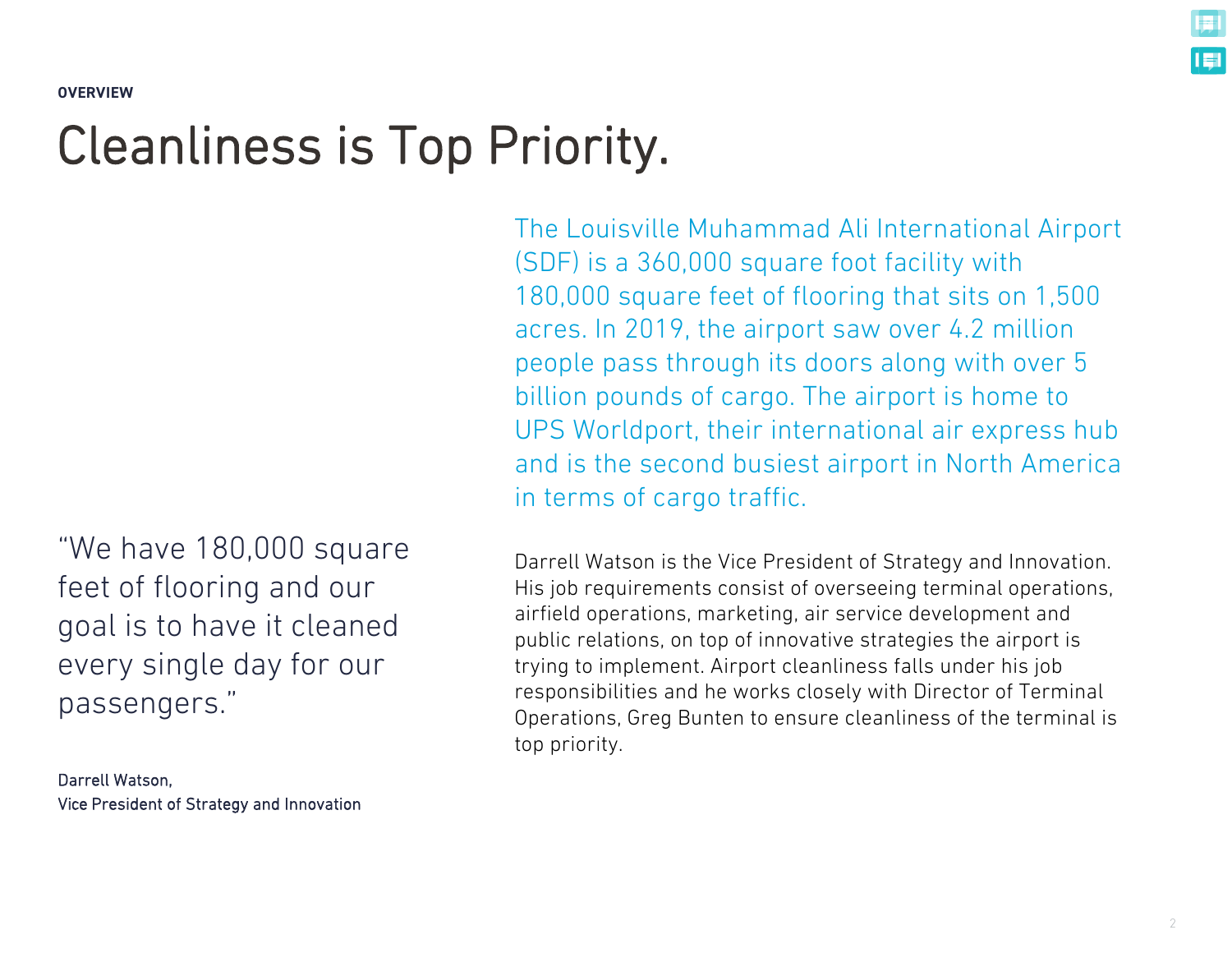**OVERVIEW**

# Cleanliness is Top Priority.

The Louisville Muhammad Ali International Airport (SDF) is a 360,000 square foot facility with 180,000 square feet of flooring that sits on 1,500 acres. In 2019, the airport saw over 4.2 million people pass through its doors along with over 5 billion pounds of cargo. The airport is home to UPS Worldport, their international air express hub and is the second busiest airport in North America in terms of cargo traffic.

> "We have 180,000 square feet of flooring and our goal is to have it cleaned every single day for our passengers."
>
> Darrell Watson,
> Vice President of Strategy and Innovation

Darrell Watson is the Vice President of Strategy and Innovation. His job requirements consist of overseeing terminal operations, airfield operations, marketing, air service development and public relations, on top of innovative strategies the airport is trying to implement. Airport cleanliness falls under his job responsibilities and he works closely with Director of Terminal Operations, Greg Bunten to ensure cleanliness of the terminal is top priority.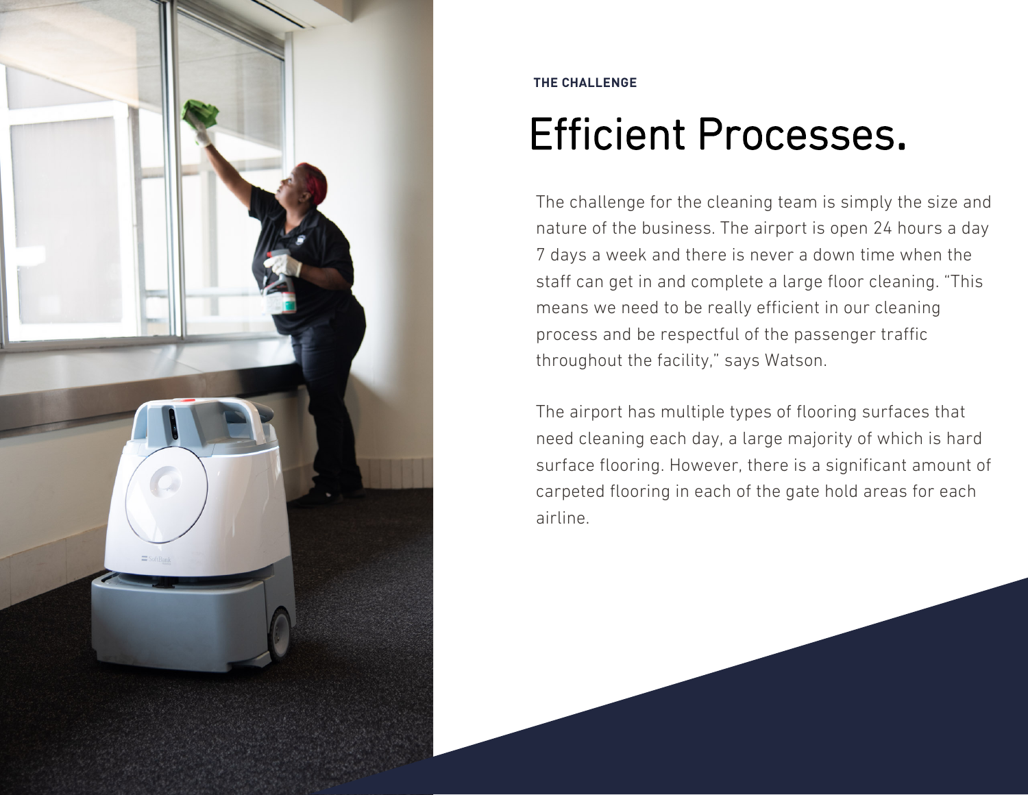**THE CHALLENGE**

# Efficient Processes.

The challenge for the cleaning team is simply the size and nature of the business. The airport is open 24 hours a day 7 days a week and there is never a down time when the staff can get in and complete a large floor cleaning. "This means we need to be really efficient in our cleaning process and be respectful of the passenger traffic throughout the facility," says Watson.

The airport has multiple types of flooring surfaces that need cleaning each day, a large majority of which is hard surface flooring. However, there is a significant amount of carpeted flooring in each of the gate hold areas for each airline.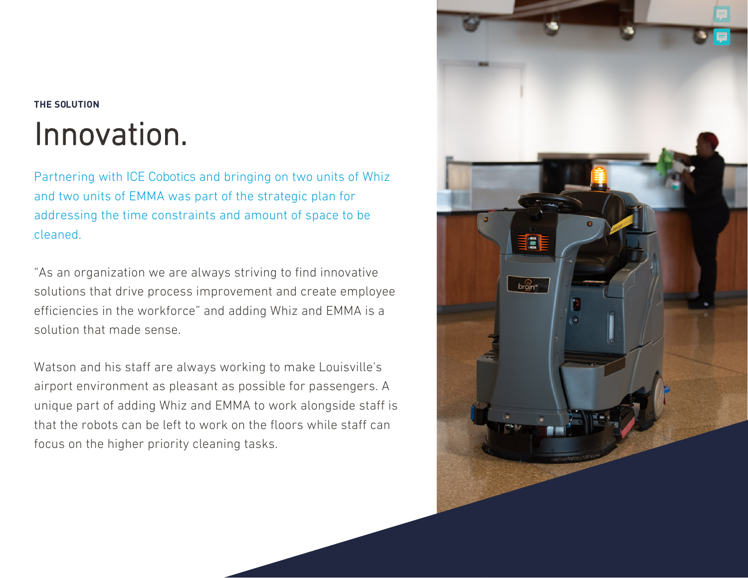**THE SOLUTION**

# Innovation.

Partnering with ICE Cobotics and bringing on two units of Whiz and two units of EMMA was part of the strategic plan for addressing the time constraints and amount of space to be cleaned.

"As an organization we are always striving to find innovative solutions that drive process improvement and create employee efficiencies in the workforce" and adding Whiz and EMMA is a solution that made sense.

Watson and his staff are always working to make Louisville's airport environment as pleasant as possible for passengers. A unique part of adding Whiz and EMMA to work alongside staff is that the robots can be left to work on the floors while staff can focus on the higher priority cleaning tasks.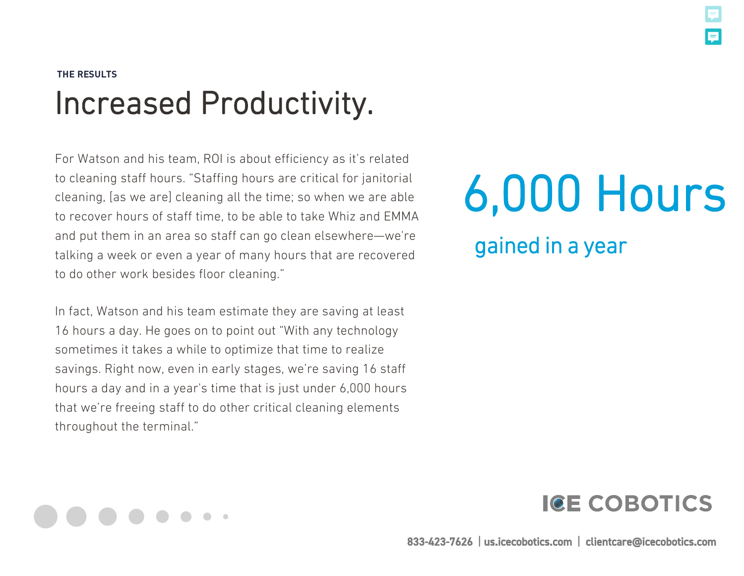**THE RESULTS**

# Increased Productivity.

For Watson and his team, ROI is about efficiency as it's related to cleaning staff hours. "Staffing hours are critical for janitorial cleaning, [as we are] cleaning all the time; so when we are able to recover hours of staff time, to be able to take Whiz and EMMA and put them in an area so staff can go clean elsewhere—we're talking a week or even a year of many hours that are recovered to do other work besides floor cleaning."

In fact, Watson and his team estimate they are saving at least 16 hours a day. He goes on to point out "With any technology sometimes it takes a while to optimize that time to realize savings. Right now, even in early stages, we're saving 16 staff hours a day and in a year's time that is just under 6,000 hours that we're freeing staff to do other critical cleaning elements throughout the terminal."

## 6,000 Hours

gained in a year

ICE COBOTICS

833-423-7626 | us.icecobotics.com | clientcare@icecobotics.com